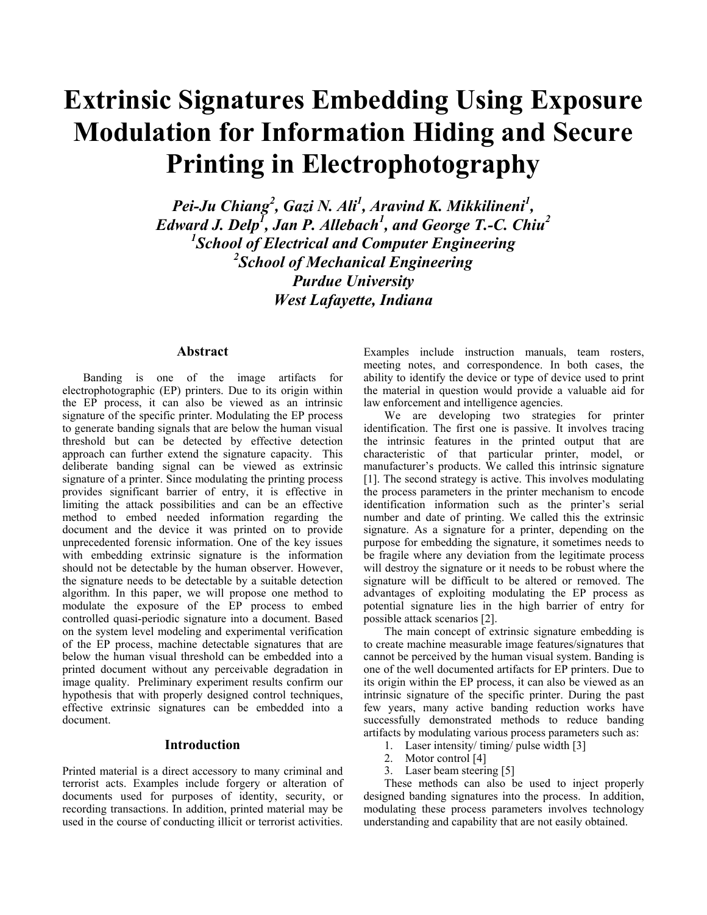# Extrinsic Signatures Embedding Using Exposure Modulation for Information Hiding and Secure Printing in Electrophotography

***Pei-Ju Chiang[2], Gazi N. Ali[1], Aravind K. Mikkilineni[1], Edward J. Delp[1], Jan P. Allebach[1], and George T.-C. Chiu[2]***
***[1]School of Electrical and Computer Engineering***
***[2]School of Mechanical Engineering***
***Purdue University***
***West Lafayette, Indiana***

## Abstract

Banding is one of the image artifacts for electrophotographic (EP) printers. Due to its origin within the EP process, it can also be viewed as an intrinsic signature of the specific printer. Modulating the EP process to generate banding signals that are below the human visual threshold but can be detected by effective detection approach can further extend the signature capacity. This deliberate banding signal can be viewed as extrinsic signature of a printer. Since modulating the printing process provides significant barrier of entry, it is effective in limiting the attack possibilities and can be an effective method to embed needed information regarding the document and the device it was printed on to provide unprecedented forensic information. One of the key issues with embedding extrinsic signature is the information should not be detectable by the human observer. However, the signature needs to be detectable by a suitable detection algorithm. In this paper, we will propose one method to modulate the exposure of the EP process to embed controlled quasi-periodic signature into a document. Based on the system level modeling and experimental verification of the EP process, machine detectable signatures that are below the human visual threshold can be embedded into a printed document without any perceivable degradation in image quality. Preliminary experiment results confirm our hypothesis that with properly designed control techniques, effective extrinsic signatures can be embedded into a document.

## Introduction

Printed material is a direct accessory to many criminal and terrorist acts. Examples include forgery or alteration of documents used for purposes of identity, security, or recording transactions. In addition, printed material may be used in the course of conducting illicit or terrorist activities. Examples include instruction manuals, team rosters, meeting notes, and correspondence. In both cases, the ability to identify the device or type of device used to print the material in question would provide a valuable aid for law enforcement and intelligence agencies.

We are developing two strategies for printer identification. The first one is passive. It involves tracing the intrinsic features in the printed output that are characteristic of that particular printer, model, or manufacturer's products. We called this intrinsic signature [1]. The second strategy is active. This involves modulating the process parameters in the printer mechanism to encode identification information such as the printer's serial number and date of printing. We called this the extrinsic signature. As a signature for a printer, depending on the purpose for embedding the signature, it sometimes needs to be fragile where any deviation from the legitimate process will destroy the signature or it needs to be robust where the signature will be difficult to be altered or removed. The advantages of exploiting modulating the EP process as potential signature lies in the high barrier of entry for possible attack scenarios [2].

The main concept of extrinsic signature embedding is to create machine measurable image features/signatures that cannot be perceived by the human visual system. Banding is one of the well documented artifacts for EP printers. Due to its origin within the EP process, it can also be viewed as an intrinsic signature of the specific printer. During the past few years, many active banding reduction works have successfully demonstrated methods to reduce banding artifacts by modulating various process parameters such as:

1. Laser intensity/ timing/ pulse width [3]
2. Motor control [4]
3. Laser beam steering [5]

These methods can also be used to inject properly designed banding signatures into the process. In addition, modulating these process parameters involves technology understanding and capability that are not easily obtained.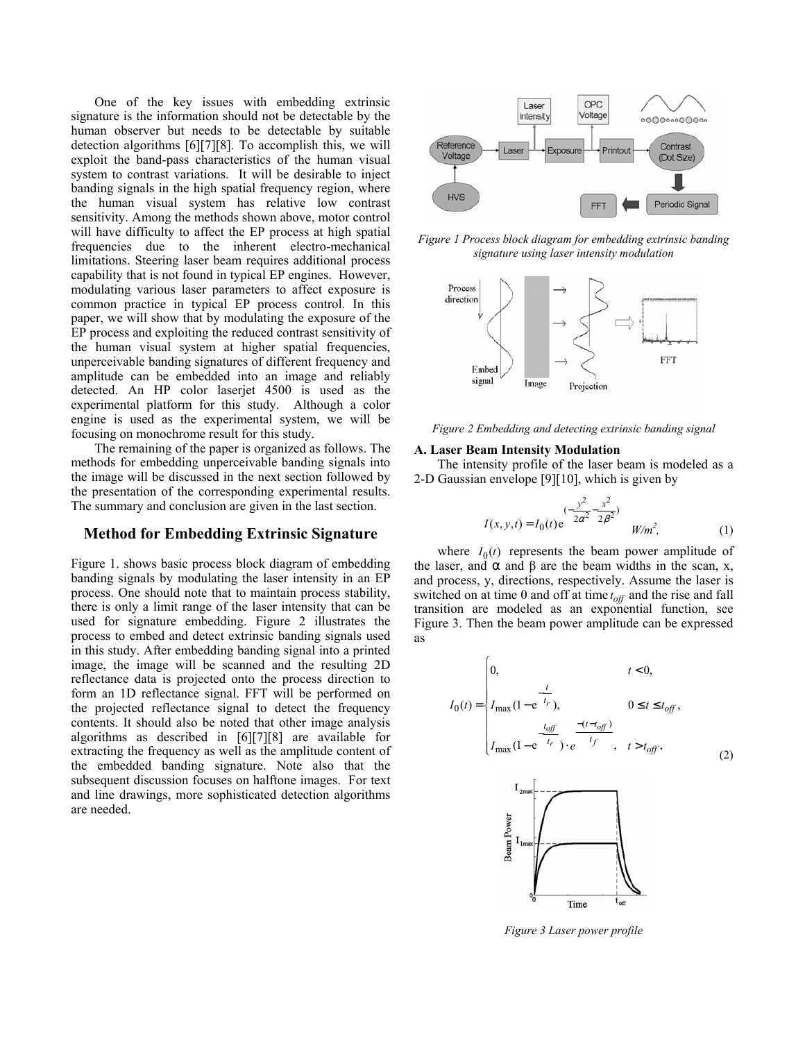One of the key issues with embedding extrinsic signature is the information should not be detectable by the human observer but needs to be detectable by suitable detection algorithms [6][7][8]. To accomplish this, we will exploit the band-pass characteristics of the human visual system to contrast variations. It will be desirable to inject banding signals in the high spatial frequency region, where the human visual system has relative low contrast sensitivity. Among the methods shown above, motor control will have difficulty to affect the EP process at high spatial frequencies due to the inherent electro-mechanical limitations. Steering laser beam requires additional process capability that is not found in typical EP engines. However, modulating various laser parameters to affect exposure is common practice in typical EP process control. In this paper, we will show that by modulating the exposure of the EP process and exploiting the reduced contrast sensitivity of the human visual system at higher spatial frequencies, unperceivable banding signatures of different frequency and amplitude can be embedded into an image and reliably detected. An HP color laserjet 4500 is used as the experimental platform for this study. Although a color engine is used as the experimental system, we will be focusing on monochrome result for this study.

The remaining of the paper is organized as follows. The methods for embedding unperceivable banding signals into the image will be discussed in the next section followed by the presentation of the corresponding experimental results. The summary and conclusion are given in the last section.

## Method for Embedding Extrinsic Signature

Figure 1. shows basic process block diagram of embedding banding signals by modulating the laser intensity in an EP process. One should note that to maintain process stability, there is only a limit range of the laser intensity that can be used for signature embedding. Figure 2 illustrates the process to embed and detect extrinsic banding signals used in this study. After embedding banding signal into a printed image, the image will be scanned and the resulting 2D reflectance data is projected onto the process direction to form an 1D reflectance signal. FFT will be performed on the projected reflectance signal to detect the frequency contents. It should also be noted that other image analysis algorithms as described in [6][7][8] are available for extracting the frequency as well as the amplitude content of the embedded banding signature. Note also that the subsequent discussion focuses on halftone images. For text and line drawings, more sophisticated detection algorithms are needed.

*Figure 1 Process block diagram for embedding extrinsic banding signature using laser intensity modulation*

*Figure 2 Embedding and detecting extrinsic banding signal*

**A. Laser Beam Intensity Modulation**

The intensity profile of the laser beam is modeled as a 2-D Gaussian envelope [9][10], which is given by

$$I(x,y,t) = I_0(t)\,\mathrm{e}^{\left(-\frac{y^2}{2\alpha^2}-\frac{x^2}{2\beta^2}\right)} \quad W/m^2, \tag{1}$$

where $I_0(t)$ represents the beam power amplitude of the laser, and $\alpha$ and $\beta$ are the beam widths in the scan, x, and process, y, directions, respectively. Assume the laser is switched on at time 0 and off at time $t_{off}$ and the rise and fall transition are modeled as an exponential function, see Figure 3. Then the beam power amplitude can be expressed as

$$I_0(t) = \begin{cases} 0, & t < 0, \\ I_{\max}(1-\mathrm{e}^{-\frac{t}{t_r}}), & 0 \le t \le t_{off}, \\ I_{\max}(1-\mathrm{e}^{-\frac{t_{off}}{t_r}})\cdot e^{\frac{-(t-t_{off})}{t_f}}, & t > t_{off}, \end{cases} \tag{2}$$

*Figure 3 Laser power profile*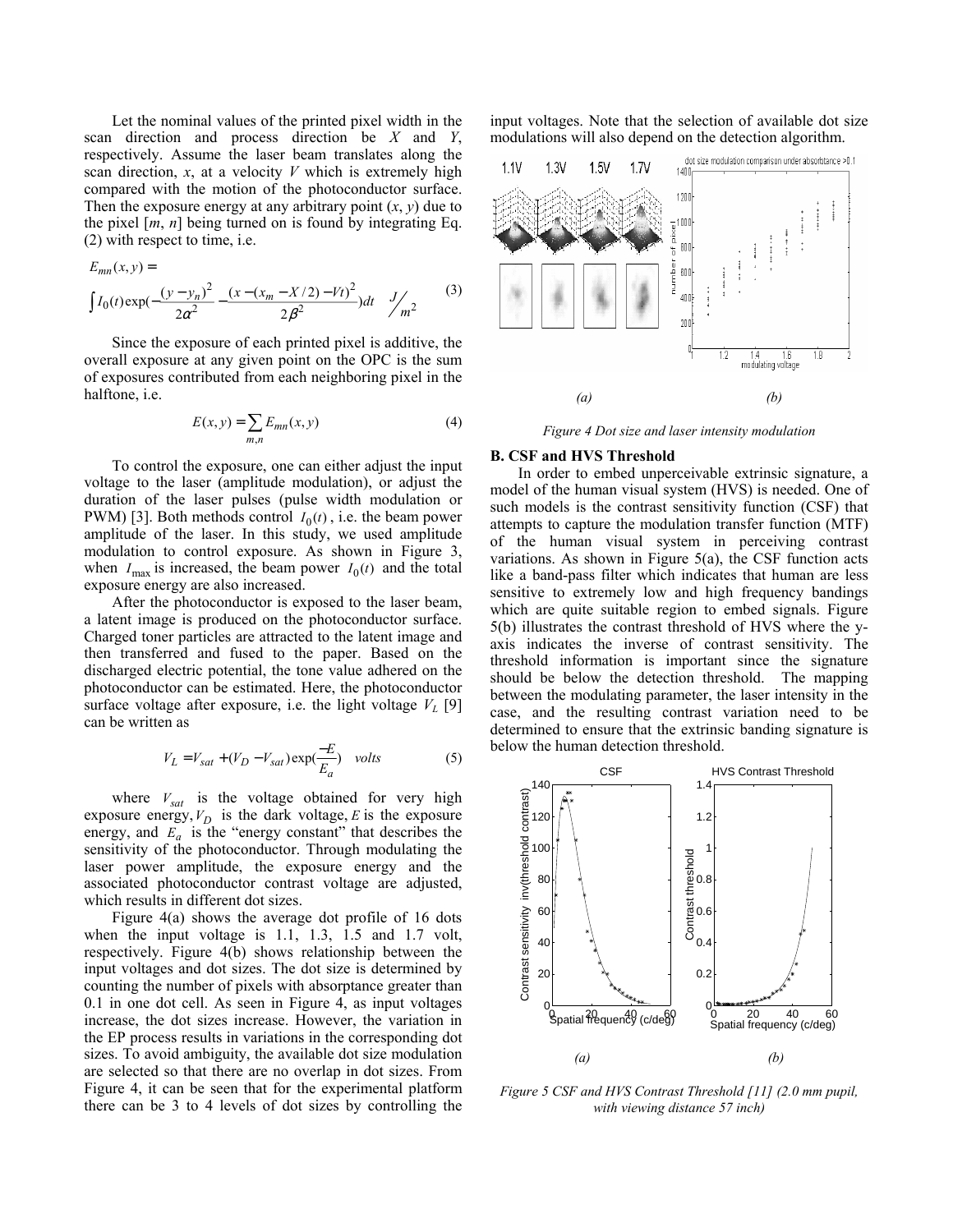Let the nominal values of the printed pixel width in the scan direction and process direction be $X$ and $Y$, respectively. Assume the laser beam translates along the scan direction, $x$, at a velocity $V$ which is extremely high compared with the motion of the photoconductor surface. Then the exposure energy at any arbitrary point $(x, y)$ due to the pixel $[m, n]$ being turned on is found by integrating Eq. (2) with respect to time, i.e.

$$E_{mn}(x,y) = \int I_0(t)\exp\left(-\frac{(y-y_n)^2}{2\alpha^2} - \frac{(x-(x_m - X/2) - Vt)^2}{2\beta^2}\right)dt \quad J/m^2 \tag{3}$$

Since the exposure of each printed pixel is additive, the overall exposure at any given point on the OPC is the sum of exposures contributed from each neighboring pixel in the halftone, i.e.

$$E(x,y) = \sum_{m,n} E_{mn}(x,y) \tag{4}$$

To control the exposure, one can either adjust the input voltage to the laser (amplitude modulation), or adjust the duration of the laser pulses (pulse width modulation or PWM) [3]. Both methods control $I_0(t)$, i.e. the beam power amplitude of the laser. In this study, we used amplitude modulation to control exposure. As shown in Figure 3, when $I_{max}$ is increased, the beam power $I_0(t)$ and the total exposure energy are also increased.

After the photoconductor is exposed to the laser beam, a latent image is produced on the photoconductor surface. Charged toner particles are attracted to the latent image and then transferred and fused to the paper. Based on the discharged electric potential, the tone value adhered on the photoconductor can be estimated. Here, the photoconductor surface voltage after exposure, i.e. the light voltage $V_L$ [9] can be written as

$$V_L = V_{sat} + (V_D - V_{sat})\exp\left(\frac{-E}{E_a}\right) \quad volts \tag{5}$$

where $V_{sat}$ is the voltage obtained for very high exposure energy, $V_D$ is the dark voltage, $E$ is the exposure energy, and $E_a$ is the "energy constant" that describes the sensitivity of the photoconductor. Through modulating the laser power amplitude, the exposure energy and the associated photoconductor contrast voltage are adjusted, which results in different dot sizes.

Figure 4(a) shows the average dot profile of 16 dots when the input voltage is 1.1, 1.3, 1.5 and 1.7 volt, respectively. Figure 4(b) shows relationship between the input voltages and dot sizes. The dot size is determined by counting the number of pixels with absorptance greater than 0.1 in one dot cell. As seen in Figure 4, as input voltages increase, the dot sizes increase. However, the variation in the EP process results in variations in the corresponding dot sizes. To avoid ambiguity, the available dot size modulation are selected so that there are no overlap in dot sizes. From Figure 4, it can be seen that for the experimental platform there can be 3 to 4 levels of dot sizes by controlling the input voltages. Note that the selection of available dot size modulations will also depend on the detection algorithm.

*(a)* *(b)*

*Figure 4 Dot size and laser intensity modulation*

### B. CSF and HVS Threshold

In order to embed unperceivable extrinsic signature, a model of the human visual system (HVS) is needed. One of such models is the contrast sensitivity function (CSF) that attempts to capture the modulation transfer function (MTF) of the human visual system in perceiving contrast variations. As shown in Figure 5(a), the CSF function acts like a band-pass filter which indicates that human are less sensitive to extremely low and high frequency bandings which are quite suitable region to embed signals. Figure 5(b) illustrates the contrast threshold of HVS where the y-axis indicates the inverse of contrast sensitivity. The threshold information is important since the signature should be below the detection threshold. The mapping between the modulating parameter, the laser intensity in the case, and the resulting contrast variation need to be determined to ensure that the extrinsic banding signature is below the human detection threshold.

*(a)* *(b)*

*Figure 5 CSF and HVS Contrast Threshold [11] (2.0 mm pupil, with viewing distance 57 inch)*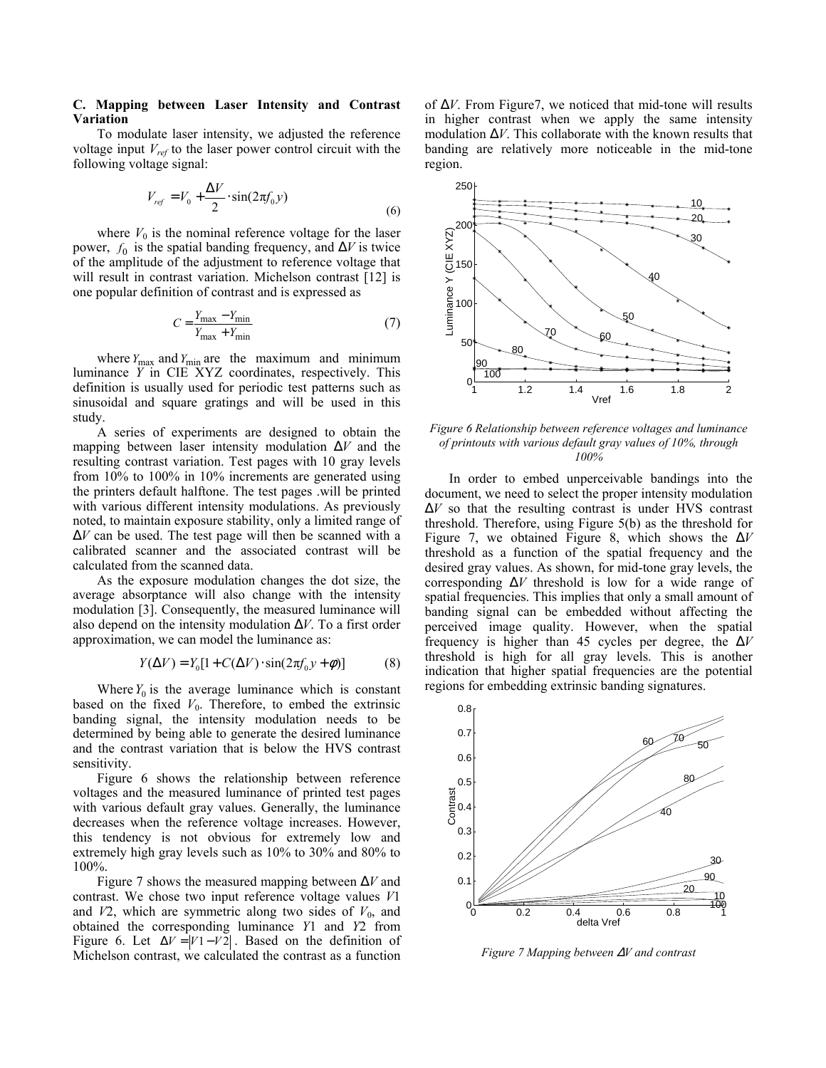### C. Mapping between Laser Intensity and Contrast Variation

To modulate laser intensity, we adjusted the reference voltage input $V_{ref}$ to the laser power control circuit with the following voltage signal:

$$V_{ref} = V_0 + \frac{\Delta V}{2} \cdot \sin(2\pi f_0 y) \tag{6}$$

where $V_0$ is the nominal reference voltage for the laser power, $f_0$ is the spatial banding frequency, and $\Delta V$ is twice of the amplitude of the adjustment to reference voltage that will result in contrast variation. Michelson contrast [12] is one popular definition of contrast and is expressed as

$$C = \frac{Y_{\max} - Y_{\min}}{Y_{\max} + Y_{\min}} \tag{7}$$

where $Y_{\max}$ and $Y_{\min}$ are the maximum and minimum luminance $Y$ in CIE XYZ coordinates, respectively. This definition is usually used for periodic test patterns such as sinusoidal and square gratings and will be used in this study.

A series of experiments are designed to obtain the mapping between laser intensity modulation $\Delta V$ and the resulting contrast variation. Test pages with 10 gray levels from 10% to 100% in 10% increments are generated using the printers default halftone. The test pages .will be printed with various different intensity modulations. As previously noted, to maintain exposure stability, only a limited range of $\Delta V$ can be used. The test page will then be scanned with a calibrated scanner and the associated contrast will be calculated from the scanned data.

As the exposure modulation changes the dot size, the average absorptance will also change with the intensity modulation [3]. Consequently, the measured luminance will also depend on the intensity modulation $\Delta V$. To a first order approximation, we can model the luminance as:

$$Y(\Delta V) = Y_0[1 + C(\Delta V) \cdot \sin(2\pi f_0 y + \phi)] \tag{8}$$

Where $Y_0$ is the average luminance which is constant based on the fixed $V_0$. Therefore, to embed the extrinsic banding signal, the intensity modulation needs to be determined by being able to generate the desired luminance and the contrast variation that is below the HVS contrast sensitivity.

Figure 6 shows the relationship between reference voltages and the measured luminance of printed test pages with various default gray values. Generally, the luminance decreases when the reference voltage increases. However, this tendency is not obvious for extremely low and extremely high gray levels such as 10% to 30% and 80% to 100%.

Figure 7 shows the measured mapping between $\Delta V$ and contrast. We chose two input reference voltage values $V1$ and $V2$, which are symmetric along two sides of $V_0$, and obtained the corresponding luminance $Y1$ and $Y2$ from Figure 6. Let $\Delta V = |V1 - V2|$. Based on the definition of Michelson contrast, we calculated the contrast as a function of $\Delta V$. From Figure7, we noticed that mid-tone will results in higher contrast when we apply the same intensity modulation $\Delta V$. This collaborate with the known results that banding are relatively more noticeable in the mid-tone region.

*Figure 6 Relationship between reference voltages and luminance of printouts with various default gray values of 10%, through 100%*

In order to embed unperceivable bandings into the document, we need to select the proper intensity modulation $\Delta V$ so that the resulting contrast is under HVS contrast threshold. Therefore, using Figure 5(b) as the threshold for Figure 7, we obtained Figure 8, which shows the $\Delta V$ threshold as a function of the spatial frequency and the desired gray values. As shown, for mid-tone gray levels, the corresponding $\Delta V$ threshold is low for a wide range of spatial frequencies. This implies that only a small amount of banding signal can be embedded without affecting the perceived image quality. However, when the spatial frequency is higher than 45 cycles per degree, the $\Delta V$ threshold is high for all gray levels. This is another indication that higher spatial frequencies are the potential regions for embedding extrinsic banding signatures.

*Figure 7 Mapping between $\Delta V$ and contrast*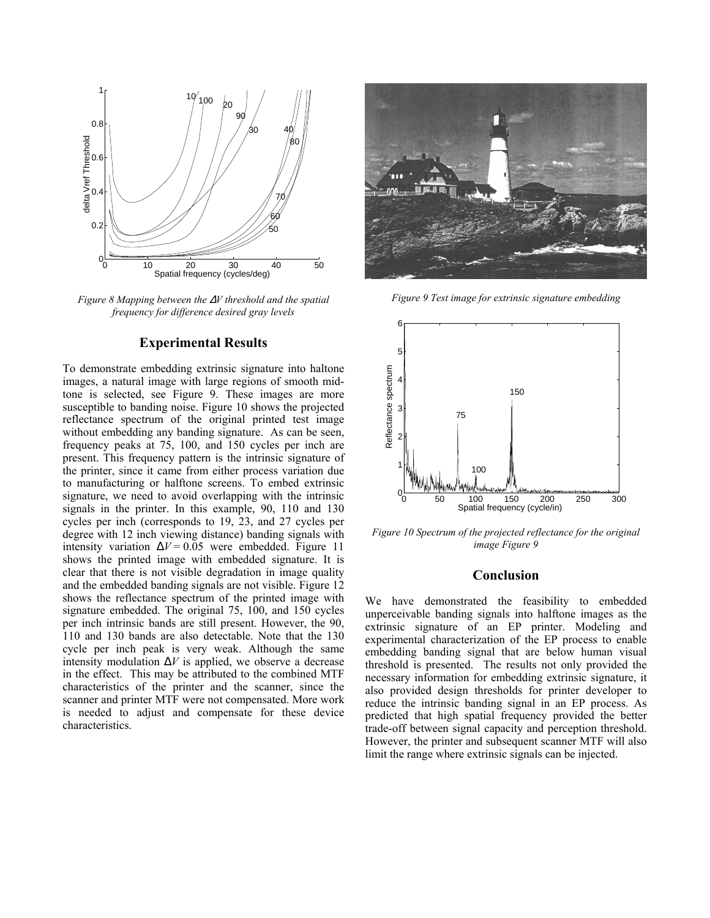*Figure 8 Mapping between the $\Delta V$ threshold and the spatial frequency for difference desired gray levels*

## Experimental Results

To demonstrate embedding extrinsic signature into haltone images, a natural image with large regions of smooth mid-tone is selected, see Figure 9. These images are more susceptible to banding noise. Figure 10 shows the projected reflectance spectrum of the original printed test image without embedding any banding signature. As can be seen, frequency peaks at 75, 100, and 150 cycles per inch are present. This frequency pattern is the intrinsic signature of the printer, since it came from either process variation due to manufacturing or halftone screens. To embed extrinsic signature, we need to avoid overlapping with the intrinsic signals in the printer. In this example, 90, 110 and 130 cycles per inch (corresponds to 19, 23, and 27 cycles per degree with 12 inch viewing distance) banding signals with intensity variation $\Delta V = 0.05$ were embedded. Figure 11 shows the printed image with embedded signature. It is clear that there is not visible degradation in image quality and the embedded banding signals are not visible. Figure 12 shows the reflectance spectrum of the printed image with signature embedded. The original 75, 100, and 150 cycles per inch intrinsic bands are still present. However, the 90, 110 and 130 bands are also detectable. Note that the 130 cycle per inch peak is very weak. Although the same intensity modulation $\Delta V$ is applied, we observe a decrease in the effect. This may be attributed to the combined MTF characteristics of the printer and the scanner, since the scanner and printer MTF were not compensated. More work is needed to adjust and compensate for these device characteristics.

*Figure 9 Test image for extrinsic signature embedding*

*Figure 10 Spectrum of the projected reflectance for the original image Figure 9*

## Conclusion

We have demonstrated the feasibility to embedded unperceivable banding signals into halftone images as the extrinsic signature of an EP printer. Modeling and experimental characterization of the EP process to enable embedding banding signal that are below human visual threshold is presented. The results not only provided the necessary information for embedding extrinsic signature, it also provided design thresholds for printer developer to reduce the intrinsic banding signal in an EP process. As predicted that high spatial frequency provided the better trade-off between signal capacity and perception threshold. However, the printer and subsequent scanner MTF will also limit the range where extrinsic signals can be injected.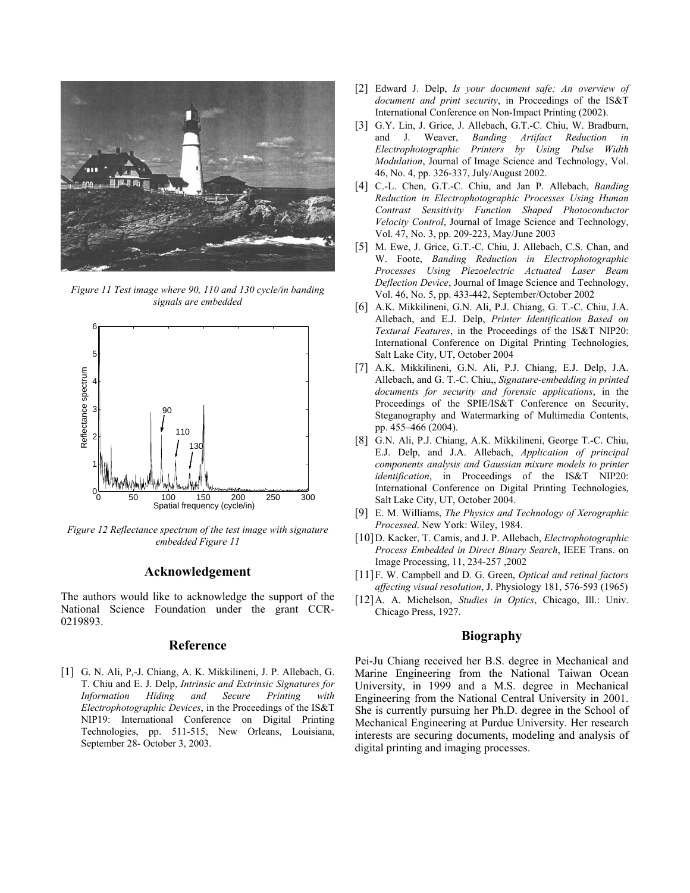*Figure 11 Test image where 90, 110 and 130 cycle/in banding signals are embedded*

*Figure 12 Reflectance spectrum of the test image with signature embedded Figure 11*

## Acknowledgement

The authors would like to acknowledge the support of the National Science Foundation under the grant CCR-0219893.

## Reference

[1] G. N. Ali, P,-J. Chiang, A. K. Mikkilineni, J. P. Allebach, G. T. Chiu and E. J. Delp, *Intrinsic and Extrinsic Signatures for Information Hiding and Secure Printing with Electrophotographic Devices*, in the Proceedings of the IS&T NIP19: International Conference on Digital Printing Technologies, pp. 511-515, New Orleans, Louisiana, September 28- October 3, 2003.

[2] Edward J. Delp, *Is your document safe: An overview of document and print security*, in Proceedings of the IS&T International Conference on Non-Impact Printing (2002).

[3] G.Y. Lin, J. Grice, J. Allebach, G.T.-C. Chiu, W. Bradburn, and J. Weaver, *Banding Artifact Reduction in Electrophotographic Printers by Using Pulse Width Modulation*, Journal of Image Science and Technology, Vol. 46, No. 4, pp. 326-337, July/August 2002.

[4] C.-L. Chen, G.T.-C. Chiu, and Jan P. Allebach, *Banding Reduction in Electrophotographic Processes Using Human Contrast Sensitivity Function Shaped Photoconductor Velocity Control*, Journal of Image Science and Technology, Vol. 47, No. 3, pp. 209-223, May/June 2003

[5] M. Ewe, J. Grice, G.T.-C. Chiu, J. Allebach, C.S. Chan, and W. Foote, *Banding Reduction in Electrophotographic Processes Using Piezoelectric Actuated Laser Beam Deflection Device*, Journal of Image Science and Technology, Vol. 46, No. 5, pp. 433-442, September/October 2002

[6] A.K. Mikkilineni, G.N. Ali, P.J. Chiang, G. T.-C. Chiu, J.A. Allebach, and E.J. Delp, *Printer Identification Based on Textural Features*, in the Proceedings of the IS&T NIP20: International Conference on Digital Printing Technologies, Salt Lake City, UT, October 2004

[7] A.K. Mikkilineni, G.N. Ali, P.J. Chiang, E.J. Delp, J.A. Allebach, and G. T.-C. Chiu,, *Signature-embedding in printed documents for security and forensic applications*, in the Proceedings of the SPIE/IS&T Conference on Security, Steganography and Watermarking of Multimedia Contents, pp. 455–466 (2004).

[8] G.N. Ali, P.J. Chiang, A.K. Mikkilineni, George T.-C. Chiu, E.J. Delp, and J.A. Allebach, *Application of principal components analysis and Gaussian mixture models to printer identification*, in Proceedings of the IS&T NIP20: International Conference on Digital Printing Technologies, Salt Lake City, UT, October 2004.

[9] E. M. Williams, *The Physics and Technology of Xerographic Processed*. New York: Wiley, 1984.

[10] D. Kacker, T. Camis, and J. P. Allebach, *Electrophotographic Process Embedded in Direct Binary Search*, IEEE Trans. on Image Processing, 11, 234-257 ,2002

[11] F. W. Campbell and D. G. Green, *Optical and retinal factors affecting visual resolution*, J. Physiology 181, 576-593 (1965)

[12] A. A. Michelson, *Studies in Optics*, Chicago, Ill.: Univ. Chicago Press, 1927.

## Biography

Pei-Ju Chiang received her B.S. degree in Mechanical and Marine Engineering from the National Taiwan Ocean University, in 1999 and a M.S. degree in Mechanical Engineering from the National Central University in 2001. She is currently pursuing her Ph.D. degree in the School of Mechanical Engineering at Purdue University. Her research interests are securing documents, modeling and analysis of digital printing and imaging processes.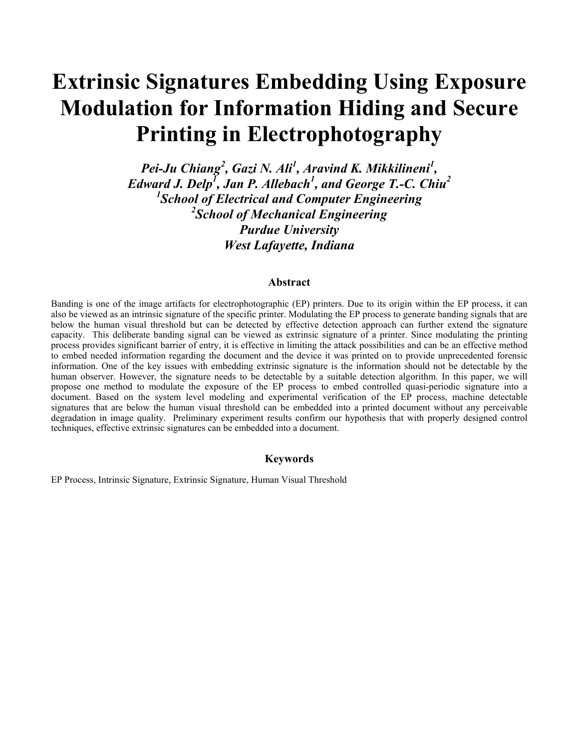# Extrinsic Signatures Embedding Using Exposure Modulation for Information Hiding and Secure Printing in Electrophotography

***Pei-Ju Chiang[2], Gazi N. Ali[1], Aravind K. Mikkilineni[1], Edward J. Delp[1], Jan P. Allebach[1], and George T.-C. Chiu[2]***
***[1]School of Electrical and Computer Engineering***
***[2]School of Mechanical Engineering***
***Purdue University***
***West Lafayette, Indiana***

### Abstract

Banding is one of the image artifacts for electrophotographic (EP) printers. Due to its origin within the EP process, it can also be viewed as an intrinsic signature of the specific printer. Modulating the EP process to generate banding signals that are below the human visual threshold but can be detected by effective detection approach can further extend the signature capacity. This deliberate banding signal can be viewed as extrinsic signature of a printer. Since modulating the printing process provides significant barrier of entry, it is effective in limiting the attack possibilities and can be an effective method to embed needed information regarding the document and the device it was printed on to provide unprecedented forensic information. One of the key issues with embedding extrinsic signature is the information should not be detectable by the human observer. However, the signature needs to be detectable by a suitable detection algorithm. In this paper, we will propose one method to modulate the exposure of the EP process to embed controlled quasi-periodic signature into a document. Based on the system level modeling and experimental verification of the EP process, machine detectable signatures that are below the human visual threshold can be embedded into a printed document without any perceivable degradation in image quality. Preliminary experiment results confirm our hypothesis that with properly designed control techniques, effective extrinsic signatures can be embedded into a document.

### Keywords

EP Process, Intrinsic Signature, Extrinsic Signature, Human Visual Threshold